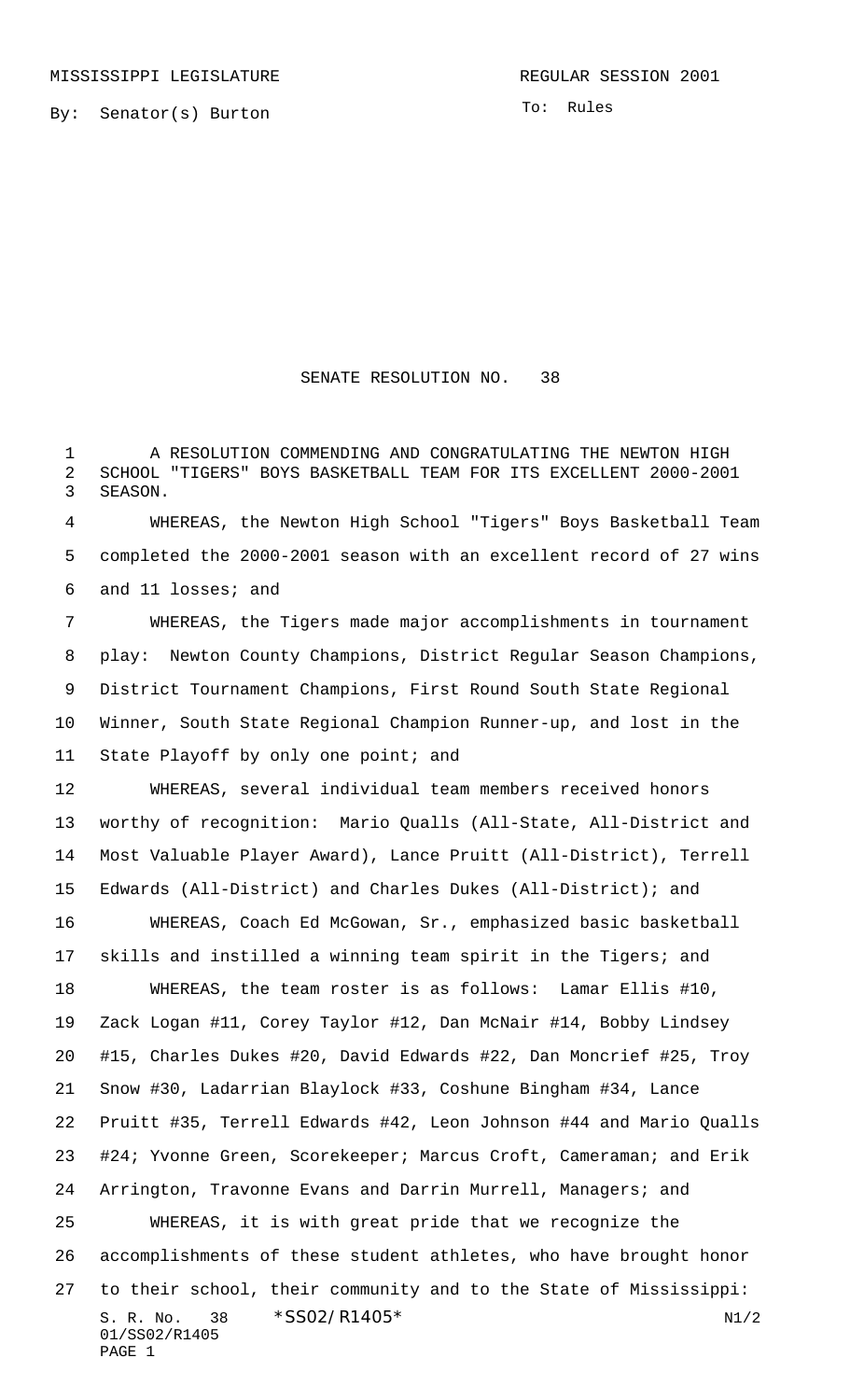MISSISSIPPI LEGISLATURE REGULAR SESSION 2001

By: Senator(s) Burton

To: Rules

# SENATE RESOLUTION NO. 38

A RESOLUTION COMMENDING AND CONGRATULATING THE NEWTON HIGH SCHOOL "TIGERS" BOYS BASKETBALL TEAM FOR ITS EXCELLENT 2000-2001 SEASON.

WHEREAS, the Newton High School "Tigers" Boys Basketball Team completed the 2000-2001 season with an excellent record of 27 wins and 11 losses; and

WHEREAS, the Tigers made major accomplishments in tournament play: Newton County Champions, District Regular Season Champions, District Tournament Champions, First Round South State Regional Winner, South State Regional Champion Runner-up, and lost in the State Playoff by only one point; and

WHEREAS, several individual team members received honors worthy of recognition: Mario Qualls (All-State, All-District and Most Valuable Player Award), Lance Pruitt (All-District), Terrell Edwards (All-District) and Charles Dukes (All-District); and

WHEREAS, Coach Ed McGowan, Sr., emphasized basic basketball skills and instilled a winning team spirit in the Tigers; and

WHEREAS, the team roster is as follows: Lamar Ellis #10, Zack Logan #11, Corey Taylor #12, Dan McNair #14, Bobby Lindsey #15, Charles Dukes #20, David Edwards #22, Dan Moncrief #25, Troy Snow #30, Ladarrian Blaylock #33, Coshune Bingham #34, Lance Pruitt #35, Terrell Edwards #42, Leon Johnson #44 and Mario Qualls #24; Yvonne Green, Scorekeeper; Marcus Croft, Cameraman; and Erik Arrington, Travonne Evans and Darrin Murrell, Managers; and

WHEREAS, it is with great pride that we recognize the accomplishments of these student athletes, who have brought honor to their school, their community and to the State of Mississippi: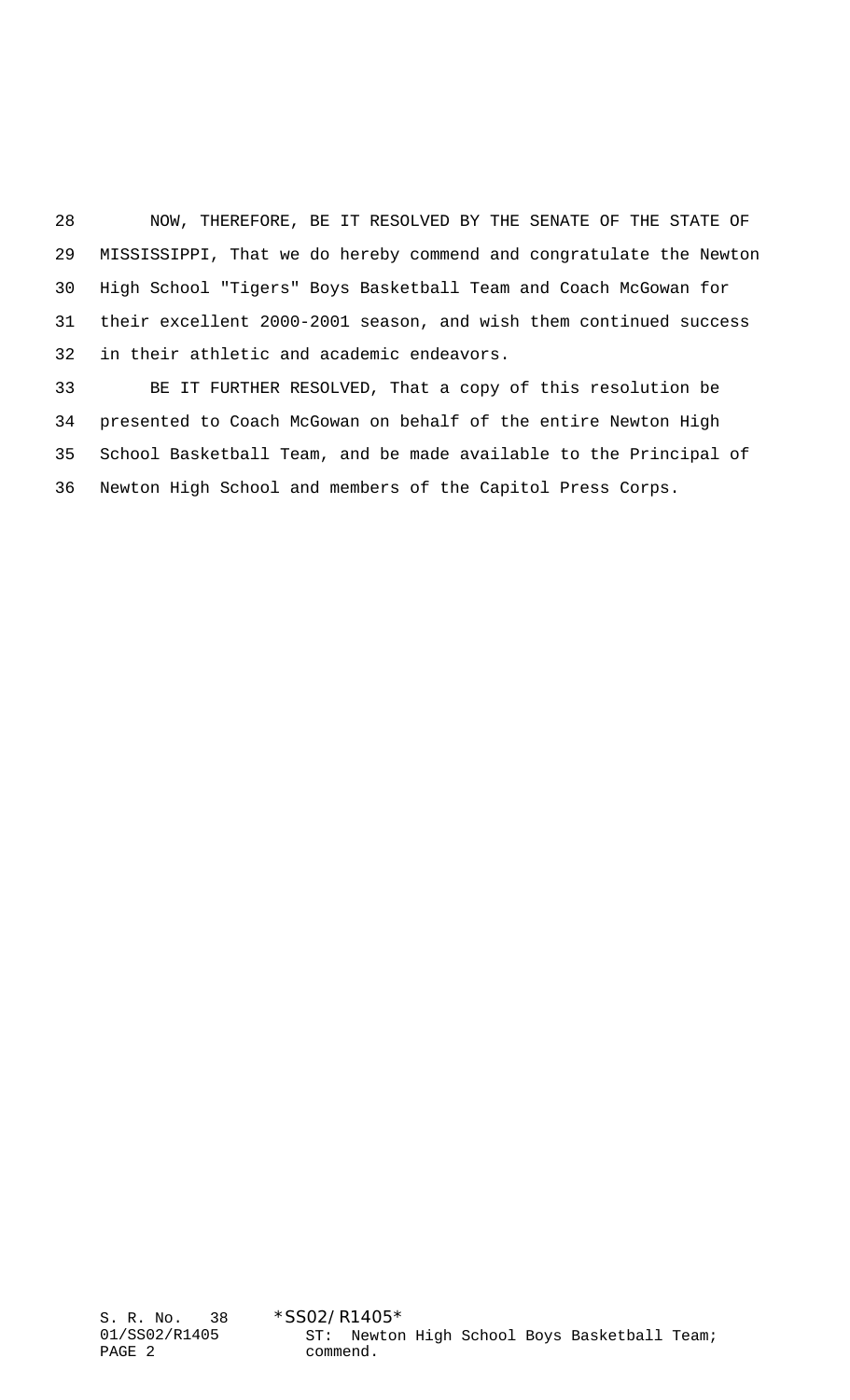NOW, THEREFORE, BE IT RESOLVED BY THE SENATE OF THE STATE OF MISSISSIPPI, That we do hereby commend and congratulate the Newton High School "Tigers" Boys Basketball Team and Coach McGowan for their excellent 2000-2001 season, and wish them continued success in their athletic and academic endeavors.

BE IT FURTHER RESOLVED, That a copy of this resolution be presented to Coach McGowan on behalf of the entire Newton High School Basketball Team, and be made available to the Principal of Newton High School and members of the Capitol Press Corps.